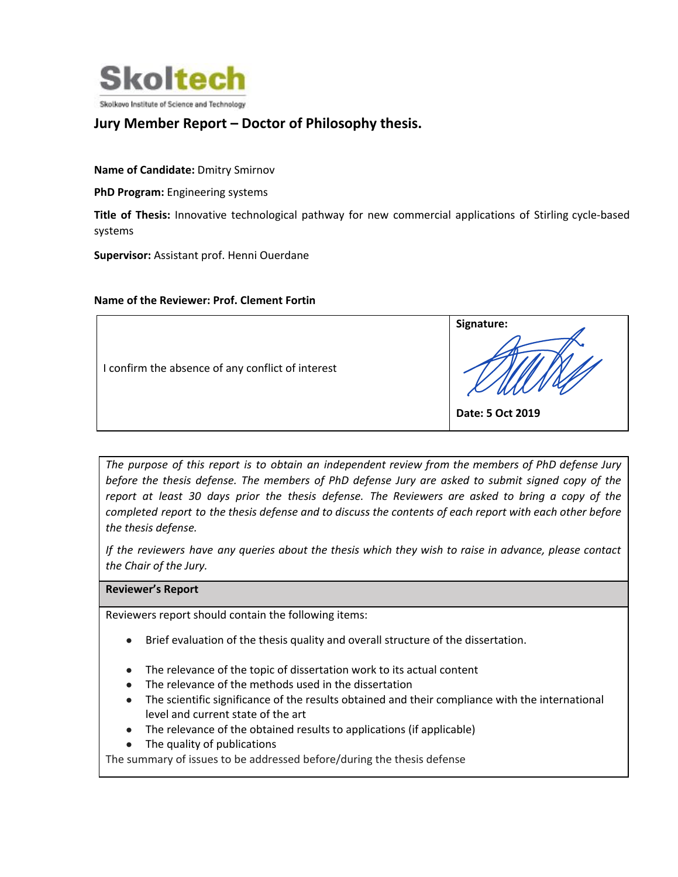Skoltech

Skolkovo Institute of Science and Technology

## Jury Member Report – Doctor of Philosophy thesis.

**Name of Candidate:** Dmitry Smirnov

**PhD Program:** Engineering systems

**Title of Thesis:** Innovative technological pathway for new commercial applications of Stirling cycle-based systems

**Supervisor:** Assistant prof. Henni Ouerdane

**Name of the Reviewer: Prof. Clement Fortin**

| I confirm the absence of any conflict of interest | **Signature:** <br><br> **Date: 5 Oct 2019** |
|---|---|

*The purpose of this report is to obtain an independent review from the members of PhD defense Jury before the thesis defense. The members of PhD defense Jury are asked to submit signed copy of the report at least 30 days prior the thesis defense. The Reviewers are asked to bring a copy of the completed report to the thesis defense and to discuss the contents of each report with each other before the thesis defense.*

*If the reviewers have any queries about the thesis which they wish to raise in advance, please contact the Chair of the Jury.*

**Reviewer's Report**

Reviewers report should contain the following items:

- Brief evaluation of the thesis quality and overall structure of the dissertation.
- The relevance of the topic of dissertation work to its actual content
- The relevance of the methods used in the dissertation
- The scientific significance of the results obtained and their compliance with the international level and current state of the art
- The relevance of the obtained results to applications (if applicable)
- The quality of publications

The summary of issues to be addressed before/during the thesis defense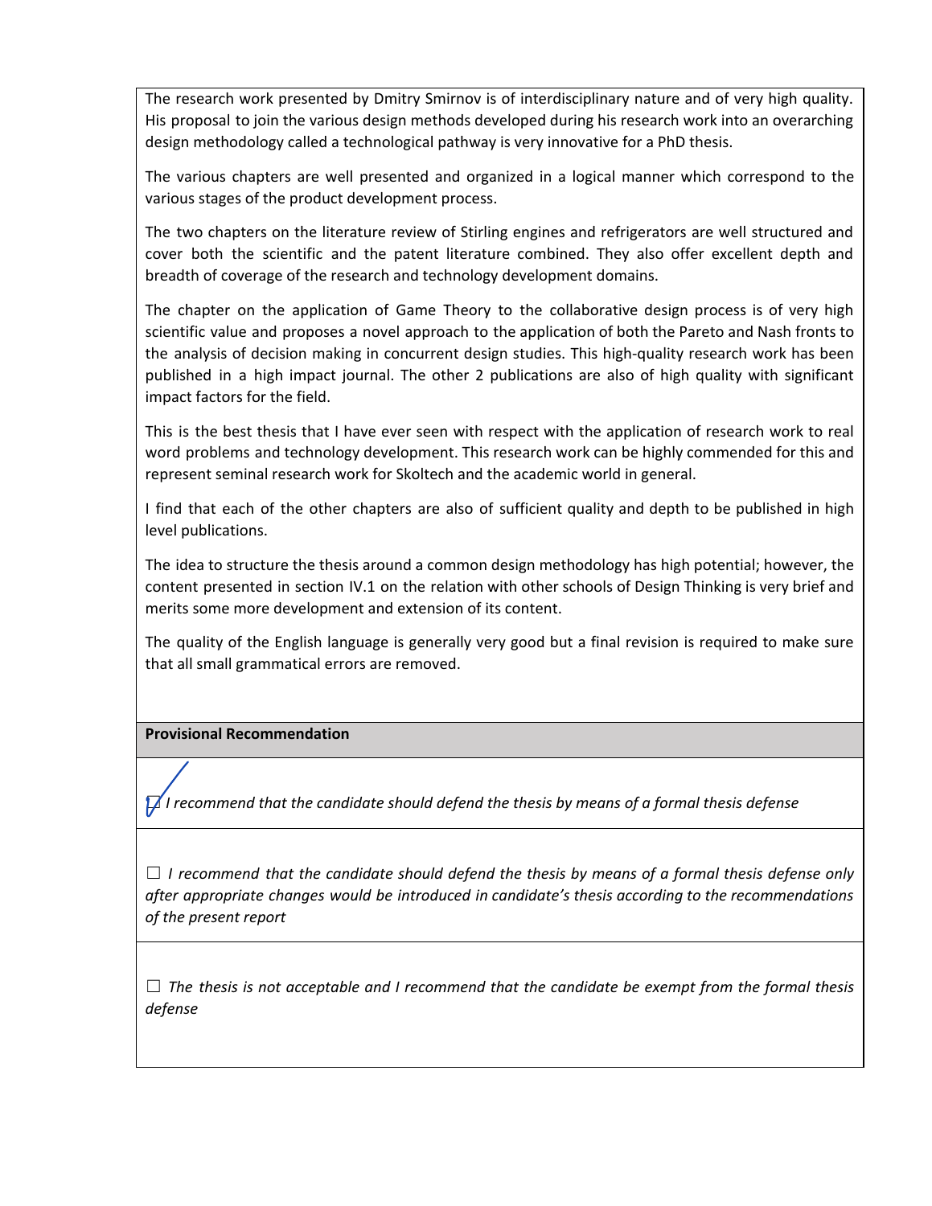The research work presented by Dmitry Smirnov is of interdisciplinary nature and of very high quality. His proposal to join the various design methods developed during his research work into an overarching design methodology called a technological pathway is very innovative for a PhD thesis.

The various chapters are well presented and organized in a logical manner which correspond to the various stages of the product development process.

The two chapters on the literature review of Stirling engines and refrigerators are well structured and cover both the scientific and the patent literature combined. They also offer excellent depth and breadth of coverage of the research and technology development domains.

The chapter on the application of Game Theory to the collaborative design process is of very high scientific value and proposes a novel approach to the application of both the Pareto and Nash fronts to the analysis of decision making in concurrent design studies. This high-quality research work has been published in a high impact journal. The other 2 publications are also of high quality with significant impact factors for the field.

This is the best thesis that I have ever seen with respect with the application of research work to real word problems and technology development. This research work can be highly commended for this and represent seminal research work for Skoltech and the academic world in general.

I find that each of the other chapters are also of sufficient quality and depth to be published in high level publications.

The idea to structure the thesis around a common design methodology has high potential; however, the content presented in section IV.1 on the relation with other schools of Design Thinking is very brief and merits some more development and extension of its content.

The quality of the English language is generally very good but a final revision is required to make sure that all small grammatical errors are removed.

**Provisional Recommendation**

☑ *I recommend that the candidate should defend the thesis by means of a formal thesis defense*

☐ *I recommend that the candidate should defend the thesis by means of a formal thesis defense only after appropriate changes would be introduced in candidate's thesis according to the recommendations of the present report*

☐ *The thesis is not acceptable and I recommend that the candidate be exempt from the formal thesis defense*